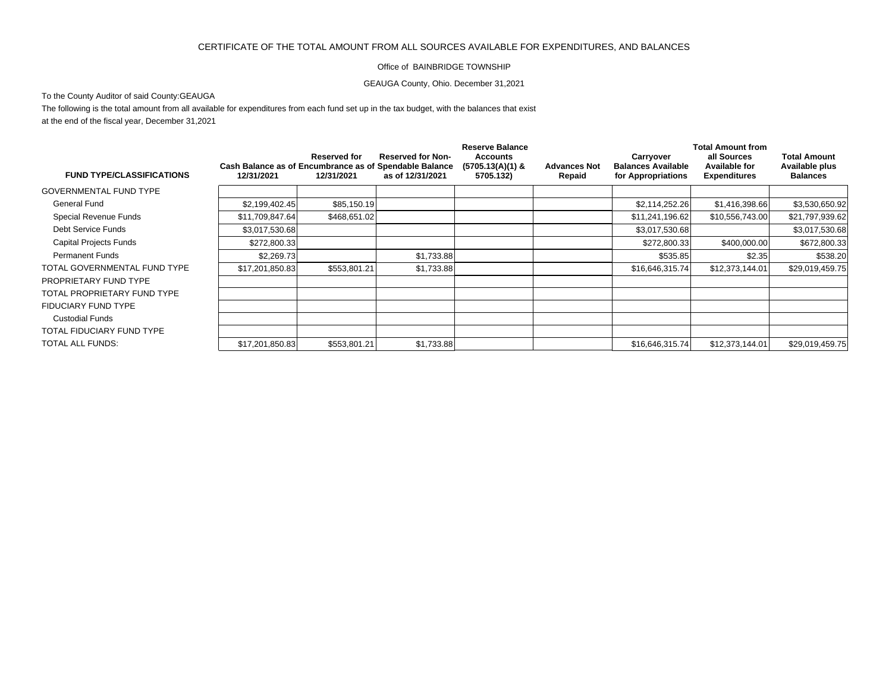CERTIFICATE OF THE TOTAL AMOUNT FROM ALL SOURCES AVAILABLE FOR EXPENDITURES, AND BALANCES

Office of BAINBRIDGE TOWNSHIP

GEAUGA County, Ohio. December 31,2021

To the County Auditor of said County:GEAUGA

The following is the total amount from all available for expenditures from each fund set up in the tax budget, with the balances that exist at the end of the fiscal year, December 31,2021

| FUND TYPE/CLASSIFICATIONS | Cash Balance as of 12/31/2021 | Reserved for Encumbrance as of 12/31/2021 | Reserved for Non-Spendable Balance as of 12/31/2021 | Reserve Balance Accounts (5705.13(A)(1) & 5705.132) | Advances Not Repaid | Carryover Balances Available for Appropriations | Total Amount from all Sources Available for Expenditures | Total Amount Available plus Balances |
|---|---|---|---|---|---|---|---|---|
| GOVERNMENTAL FUND TYPE | | | | | | | | |
| General Fund | $2,199,402.45 | $85,150.19 | | | | $2,114,252.26 | $1,416,398.66 | $3,530,650.92 |
| Special Revenue Funds | $11,709,847.64 | $468,651.02 | | | | $11,241,196.62 | $10,556,743.00 | $21,797,939.62 |
| Debt Service Funds | $3,017,530.68 | | | | | $3,017,530.68 | | $3,017,530.68 |
| Capital Projects Funds | $272,800.33 | | | | | $272,800.33 | $400,000.00 | $672,800.33 |
| Permanent Funds | $2,269.73 | | $1,733.88 | | | $535.85 | $2.35 | $538.20 |
| TOTAL GOVERNMENTAL FUND TYPE | $17,201,850.83 | $553,801.21 | $1,733.88 | | | $16,646,315.74 | $12,373,144.01 | $29,019,459.75 |
| PROPRIETARY FUND TYPE | | | | | | | | |
| TOTAL PROPRIETARY FUND TYPE | | | | | | | | |
| FIDUCIARY FUND TYPE | | | | | | | | |
| Custodial Funds | | | | | | | | |
| TOTAL FIDUCIARY FUND TYPE | | | | | | | | |
| TOTAL ALL FUNDS: | $17,201,850.83 | $553,801.21 | $1,733.88 | | | $16,646,315.74 | $12,373,144.01 | $29,019,459.75 |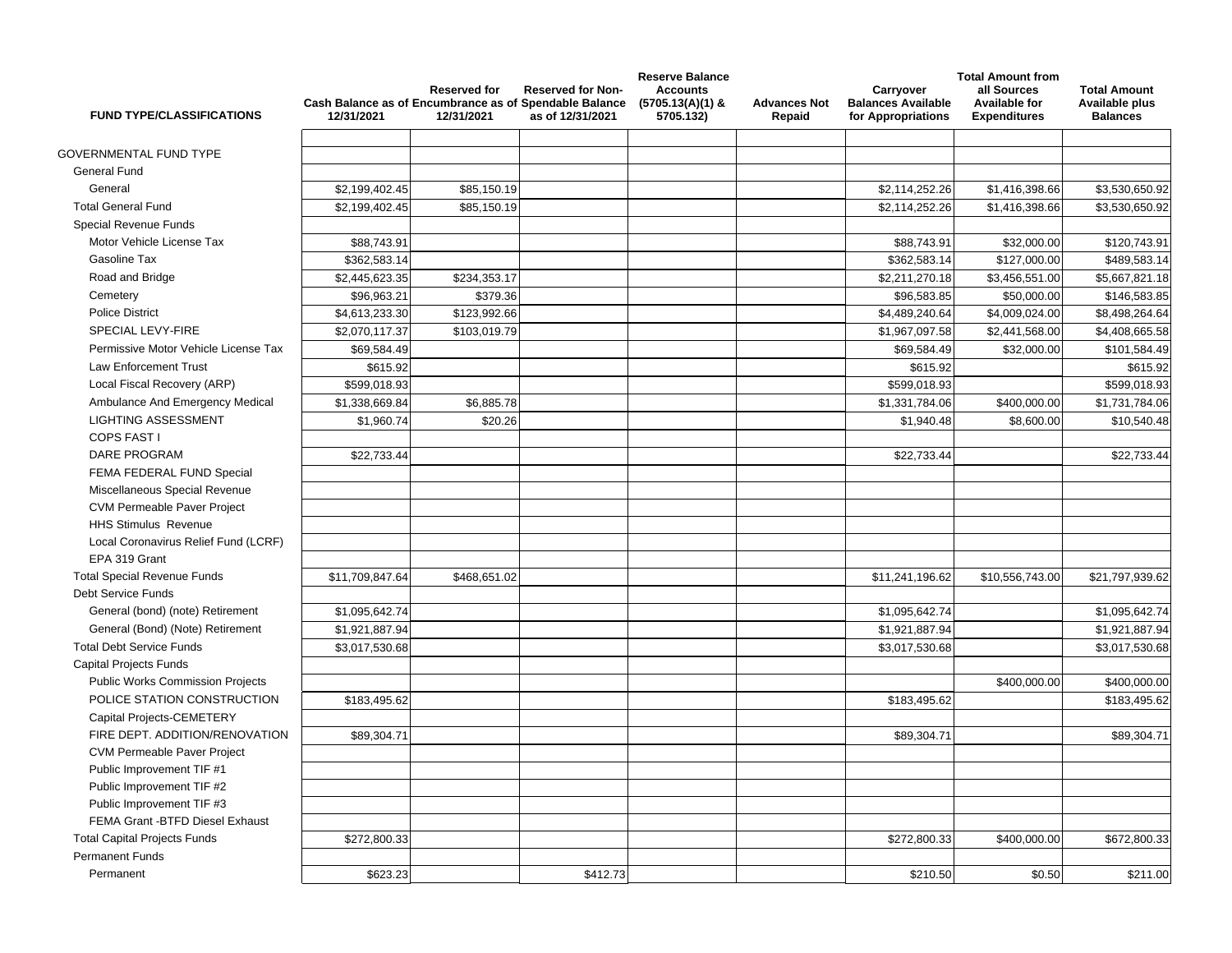| FUND TYPE/CLASSIFICATIONS | Cash Balance as of 12/31/2021 | Reserved for Encumbrance as of 12/31/2021 | Reserved for Non-Spendable Balance as of 12/31/2021 | Reserve Balance Accounts (5705.13(A)(1) & 5705.132) | Advances Not Repaid | Carryover Balances Available for Appropriations | Total Amount from all Sources Available for Expenditures | Total Amount Available plus Balances |
|---|---|---|---|---|---|---|---|---|
| GOVERNMENTAL FUND TYPE | | | | | | | | |
| General Fund | | | | | | | | |
| General | $2,199,402.45 | $85,150.19 | | | | $2,114,252.26 | $1,416,398.66 | $3,530,650.92 |
| Total General Fund | $2,199,402.45 | $85,150.19 | | | | $2,114,252.26 | $1,416,398.66 | $3,530,650.92 |
| Special Revenue Funds | | | | | | | | |
| Motor Vehicle License Tax | $88,743.91 | | | | | $88,743.91 | $32,000.00 | $120,743.91 |
| Gasoline Tax | $362,583.14 | | | | | $362,583.14 | $127,000.00 | $489,583.14 |
| Road and Bridge | $2,445,623.35 | $234,353.17 | | | | $2,211,270.18 | $3,456,551.00 | $5,667,821.18 |
| Cemetery | $96,963.21 | $379.36 | | | | $96,583.85 | $50,000.00 | $146,583.85 |
| Police District | $4,613,233.30 | $123,992.66 | | | | $4,489,240.64 | $4,009,024.00 | $8,498,264.64 |
| SPECIAL LEVY-FIRE | $2,070,117.37 | $103,019.79 | | | | $1,967,097.58 | $2,441,568.00 | $4,408,665.58 |
| Permissive Motor Vehicle License Tax | $69,584.49 | | | | | $69,584.49 | $32,000.00 | $101,584.49 |
| Law Enforcement Trust | $615.92 | | | | | $615.92 | | $615.92 |
| Local Fiscal Recovery (ARP) | $599,018.93 | | | | | $599,018.93 | | $599,018.93 |
| Ambulance And Emergency Medical | $1,338,669.84 | $6,885.78 | | | | $1,331,784.06 | $400,000.00 | $1,731,784.06 |
| LIGHTING ASSESSMENT | $1,960.74 | $20.26 | | | | $1,940.48 | $8,600.00 | $10,540.48 |
| COPS FAST I | | | | | | | | |
| DARE PROGRAM | $22,733.44 | | | | | $22,733.44 | | $22,733.44 |
| FEMA FEDERAL FUND Special | | | | | | | | |
| Miscellaneous Special Revenue | | | | | | | | |
| CVM Permeable Paver Project | | | | | | | | |
| HHS Stimulus Revenue | | | | | | | | |
| Local Coronavirus Relief Fund (LCRF) | | | | | | | | |
| EPA 319 Grant | | | | | | | | |
| Total Special Revenue Funds | $11,709,847.64 | $468,651.02 | | | | $11,241,196.62 | $10,556,743.00 | $21,797,939.62 |
| Debt Service Funds | | | | | | | | |
| General (bond) (note) Retirement | $1,095,642.74 | | | | | $1,095,642.74 | | $1,095,642.74 |
| General (Bond) (Note) Retirement | $1,921,887.94 | | | | | $1,921,887.94 | | $1,921,887.94 |
| Total Debt Service Funds | $3,017,530.68 | | | | | $3,017,530.68 | | $3,017,530.68 |
| Capital Projects Funds | | | | | | | | |
| Public Works Commission Projects | | | | | | | $400,000.00 | $400,000.00 |
| POLICE STATION CONSTRUCTION | $183,495.62 | | | | | $183,495.62 | | $183,495.62 |
| Capital Projects-CEMETERY | | | | | | | | |
| FIRE DEPT. ADDITION/RENOVATION | $89,304.71 | | | | | $89,304.71 | | $89,304.71 |
| CVM Permeable Paver Project | | | | | | | | |
| Public Improvement TIF #1 | | | | | | | | |
| Public Improvement TIF #2 | | | | | | | | |
| Public Improvement TIF #3 | | | | | | | | |
| FEMA Grant -BTFD Diesel Exhaust | | | | | | | | |
| Total Capital Projects Funds | $272,800.33 | | | | | $272,800.33 | $400,000.00 | $672,800.33 |
| Permanent Funds | | | | | | | | |
| Permanent | $623.23 | | $412.73 | | | $210.50 | $0.50 | $211.00 |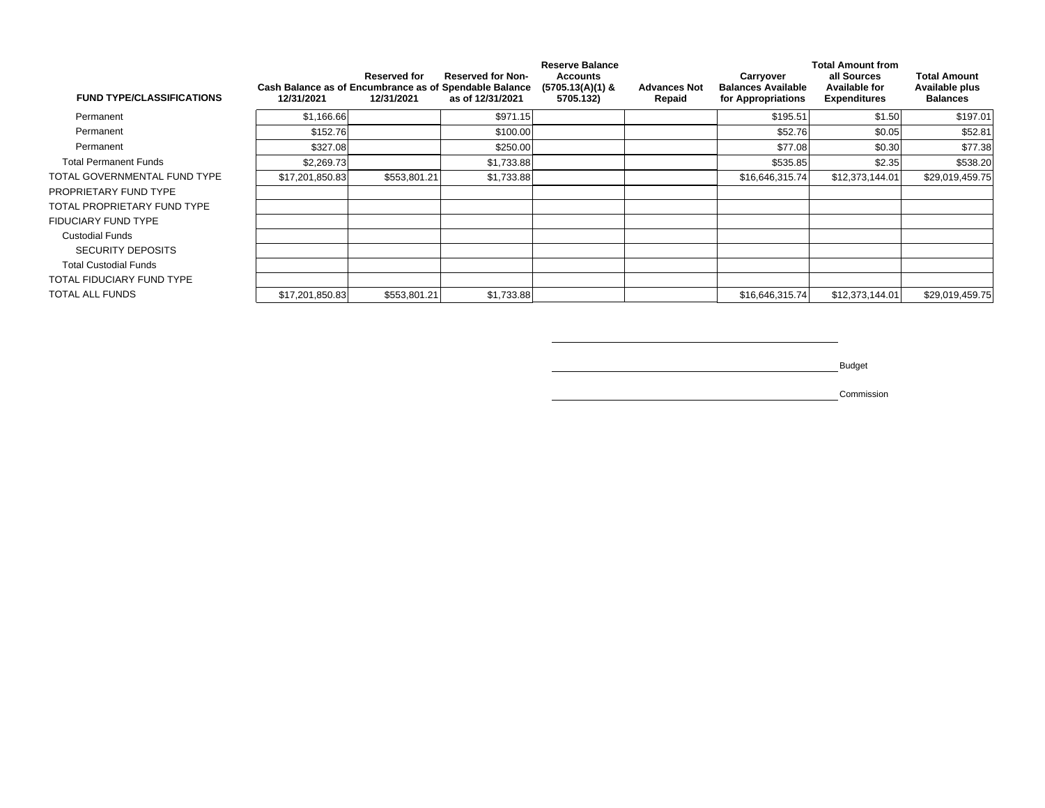| FUND TYPE/CLASSIFICATIONS | Cash Balance as of 12/31/2021 | Reserved for Encumbrance as of 12/31/2021 | Reserved for Non-Spendable Balance as of 12/31/2021 | Reserve Balance Accounts (5705.13(A)(1) & 5705.132) | Advances Not Repaid | Carryover Balances Available for Appropriations | Total Amount from all Sources Available for Expenditures | Total Amount Available plus Balances |
|---|---|---|---|---|---|---|---|---|
| Permanent | $1,166.66 | | $971.15 | | | $195.51 | $1.50 | $197.01 |
| Permanent | $152.76 | | $100.00 | | | $52.76 | $0.05 | $52.81 |
| Permanent | $327.08 | | $250.00 | | | $77.08 | $0.30 | $77.38 |
| Total Permanent Funds | $2,269.73 | | $1,733.88 | | | $535.85 | $2.35 | $538.20 |
| TOTAL GOVERNMENTAL FUND TYPE | $17,201,850.83 | $553,801.21 | $1,733.88 | | | $16,646,315.74 | $12,373,144.01 | $29,019,459.75 |
| PROPRIETARY FUND TYPE | | | | | | | | |
| TOTAL PROPRIETARY FUND TYPE | | | | | | | | |
| FIDUCIARY FUND TYPE | | | | | | | | |
| Custodial Funds | | | | | | | | |
| SECURITY DEPOSITS | | | | | | | | |
| Total Custodial Funds | | | | | | | | |
| TOTAL FIDUCIARY FUND TYPE | | | | | | | | |
| TOTAL ALL FUNDS | $17,201,850.83 | $553,801.21 | $1,733.88 | | | $16,646,315.74 | $12,373,144.01 | $29,019,459.75 |

Budget

Commission